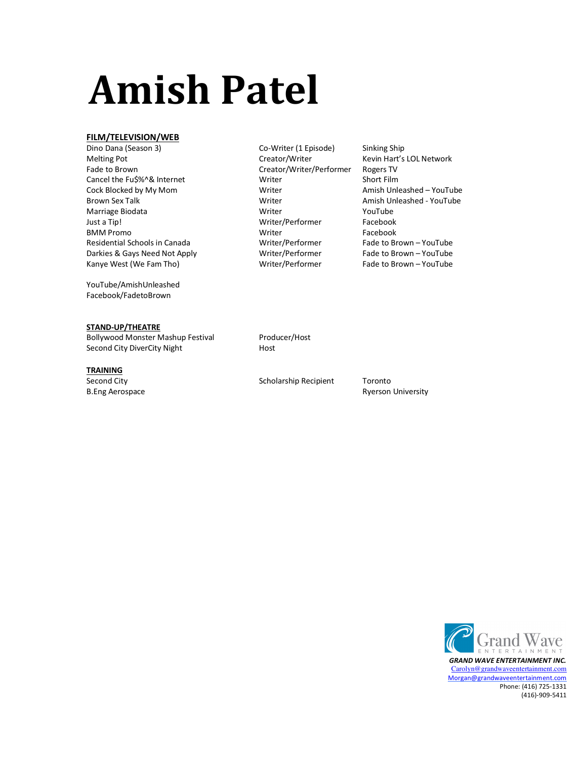# Amish Patel

**FILM/TELEVISION/WEB**

| | | |
|---|---|---|
| Dino Dana (Season 3) | Co-Writer (1 Episode) | Sinking Ship |
| Melting Pot | Creator/Writer | Kevin Hart's LOL Network |
| Fade to Brown | Creator/Writer/Performer | Rogers TV |
| Cancel the Fu$%^& Internet | Writer | Short Film |
| Cock Blocked by My Mom | Writer | Amish Unleashed – YouTube |
| Brown Sex Talk | Writer | Amish Unleashed - YouTube |
| Marriage Biodata | Writer | YouTube |
| Just a Tip! | Writer/Performer | Facebook |
| BMM Promo | Writer | Facebook |
| Residential Schools in Canada | Writer/Performer | Fade to Brown – YouTube |
| Darkies & Gays Need Not Apply | Writer/Performer | Fade to Brown – YouTube |
| Kanye West (We Fam Tho) | Writer/Performer | Fade to Brown – YouTube |

YouTube/AmishUnleashed
Facebook/FadetoBrown

**STAND-UP/THEATRE**

| | |
|---|---|
| Bollywood Monster Mashup Festival | Producer/Host |
| Second City DiverCity Night | Host |

**TRAINING**

| | | |
|---|---|---|
| Second City | Scholarship Recipient | Toronto |
| B.Eng Aerospace | | Ryerson University |

Grand Wave Entertainment

***GRAND WAVE ENTERTAINMENT INC.***
Carolyn@grandwaveentertainment.com
Morgan@grandwaveentertainment.com
Phone: (416) 725-1331
(416)-909-5411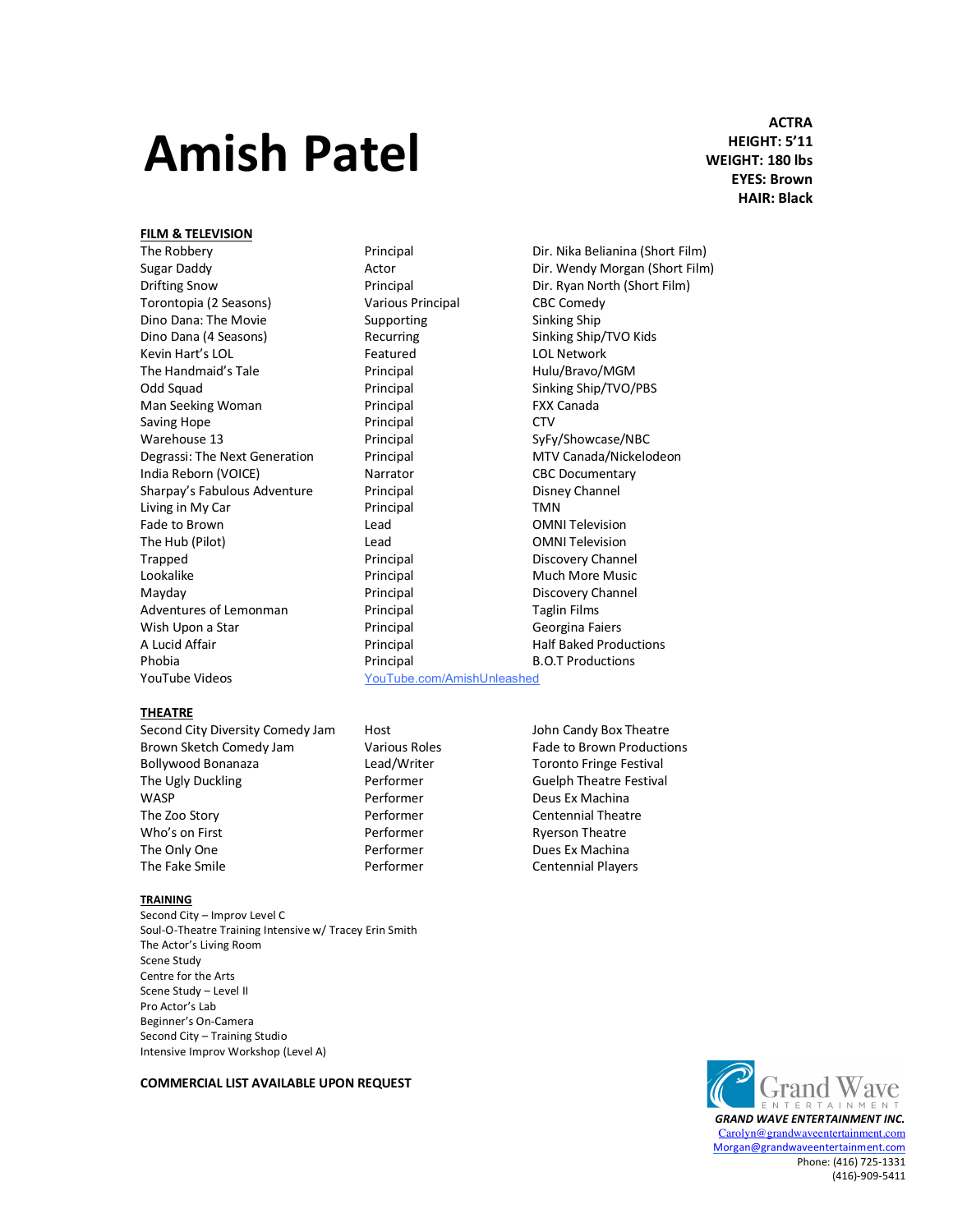# Amish Patel

**ACTRA**
**HEIGHT: 5'11**
**WEIGHT: 180 lbs**
**EYES: Brown**
**HAIR: Black**

**FILM & TELEVISION**

| | | |
|---|---|---|
| The Robbery | Principal | Dir. Nika Belianina (Short Film) |
| Sugar Daddy | Actor | Dir. Wendy Morgan (Short Film) |
| Drifting Snow | Principal | Dir. Ryan North (Short Film) |
| Torontopia (2 Seasons) | Various Principal | CBC Comedy |
| Dino Dana: The Movie | Supporting | Sinking Ship |
| Dino Dana (4 Seasons) | Recurring | Sinking Ship/TVO Kids |
| Kevin Hart's LOL | Featured | LOL Network |
| The Handmaid's Tale | Principal | Hulu/Bravo/MGM |
| Odd Squad | Principal | Sinking Ship/TVO/PBS |
| Man Seeking Woman | Principal | FXX Canada |
| Saving Hope | Principal | CTV |
| Warehouse 13 | Principal | SyFy/Showcase/NBC |
| Degrassi: The Next Generation | Principal | MTV Canada/Nickelodeon |
| India Reborn (VOICE) | Narrator | CBC Documentary |
| Sharpay's Fabulous Adventure | Principal | Disney Channel |
| Living in My Car | Principal | TMN |
| Fade to Brown | Lead | OMNI Television |
| The Hub (Pilot) | Lead | OMNI Television |
| Trapped | Principal | Discovery Channel |
| Lookalike | Principal | Much More Music |
| Mayday | Principal | Discovery Channel |
| Adventures of Lemonman | Principal | Taglin Films |
| Wish Upon a Star | Principal | Georgina Faiers |
| A Lucid Affair | Principal | Half Baked Productions |
| Phobia | Principal | B.O.T Productions |
| YouTube Videos | YouTube.com/AmishUnleashed | |

**THEATRE**

| | | |
|---|---|---|
| Second City Diversity Comedy Jam | Host | John Candy Box Theatre |
| Brown Sketch Comedy Jam | Various Roles | Fade to Brown Productions |
| Bollywood Bonanaza | Lead/Writer | Toronto Fringe Festival |
| The Ugly Duckling | Performer | Guelph Theatre Festival |
| WASP | Performer | Deus Ex Machina |
| The Zoo Story | Performer | Centennial Theatre |
| Who's on First | Performer | Ryerson Theatre |
| The Only One | Performer | Dues Ex Machina |
| The Fake Smile | Performer | Centennial Players |

**TRAINING**

Second City – Improv Level C
Soul-O-Theatre Training Intensive w/ Tracey Erin Smith
The Actor's Living Room
Scene Study
Centre for the Arts
Scene Study – Level II
Pro Actor's Lab
Beginner's On-Camera
Second City – Training Studio
Intensive Improv Workshop (Level A)

**COMMERCIAL LIST AVAILABLE UPON REQUEST**

Grand Wave ENTERTAINMENT

***GRAND WAVE ENTERTAINMENT INC.***
Carolyn@grandwaveentertainment.com
Morgan@grandwaveentertainment.com
Phone: (416) 725-1331
(416)-909-5411